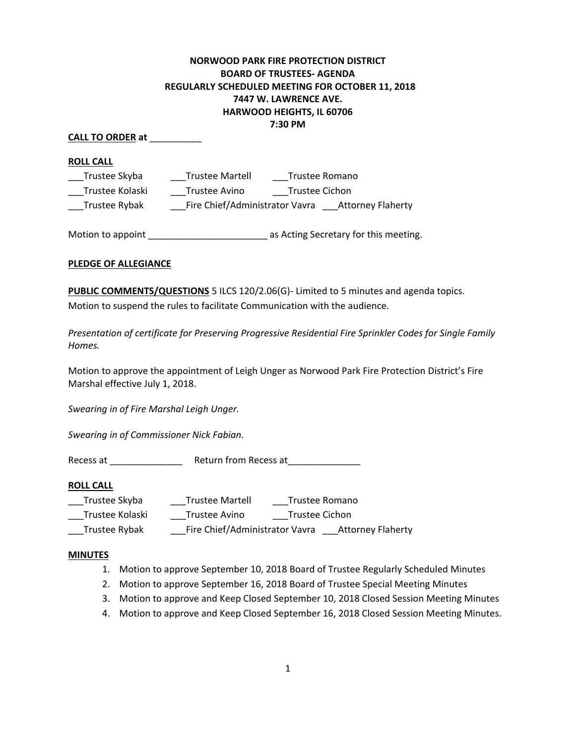**NORWOOD PARK FIRE PROTECTION DISTRICT**
**BOARD OF TRUSTEES- AGENDA**
**REGULARLY SCHEDULED MEETING FOR OCTOBER 11, 2018**
**7447 W. LAWRENCE AVE.**
**HARWOOD HEIGHTS, IL 60706**
**7:30 PM**

**CALL TO ORDER at __________**

**ROLL CALL**

___Trustee Skyba ___Trustee Martell ___Trustee Romano
___Trustee Kolaski ___Trustee Avino ___Trustee Cichon
___Trustee Rybak ___Fire Chief/Administrator Vavra ___Attorney Flaherty

Motion to appoint _______________________ as Acting Secretary for this meeting.

**PLEDGE OF ALLEGIANCE**

**PUBLIC COMMENTS/QUESTIONS** 5 ILCS 120/2.06(G)- Limited to 5 minutes and agenda topics.
Motion to suspend the rules to facilitate Communication with the audience.

*Presentation of certificate for Preserving Progressive Residential Fire Sprinkler Codes for Single Family Homes.*

Motion to approve the appointment of Leigh Unger as Norwood Park Fire Protection District's Fire Marshal effective July 1, 2018.

*Swearing in of Fire Marshal Leigh Unger.*

*Swearing in of Commissioner Nick Fabian.*

Recess at ______________ Return from Recess at______________

**ROLL CALL**

___Trustee Skyba ___Trustee Martell ___Trustee Romano
___Trustee Kolaski ___Trustee Avino ___Trustee Cichon
___Trustee Rybak ___Fire Chief/Administrator Vavra ___Attorney Flaherty

**MINUTES**

1. Motion to approve September 10, 2018 Board of Trustee Regularly Scheduled Minutes
2. Motion to approve September 16, 2018 Board of Trustee Special Meeting Minutes
3. Motion to approve and Keep Closed September 10, 2018 Closed Session Meeting Minutes
4. Motion to approve and Keep Closed September 16, 2018 Closed Session Meeting Minutes.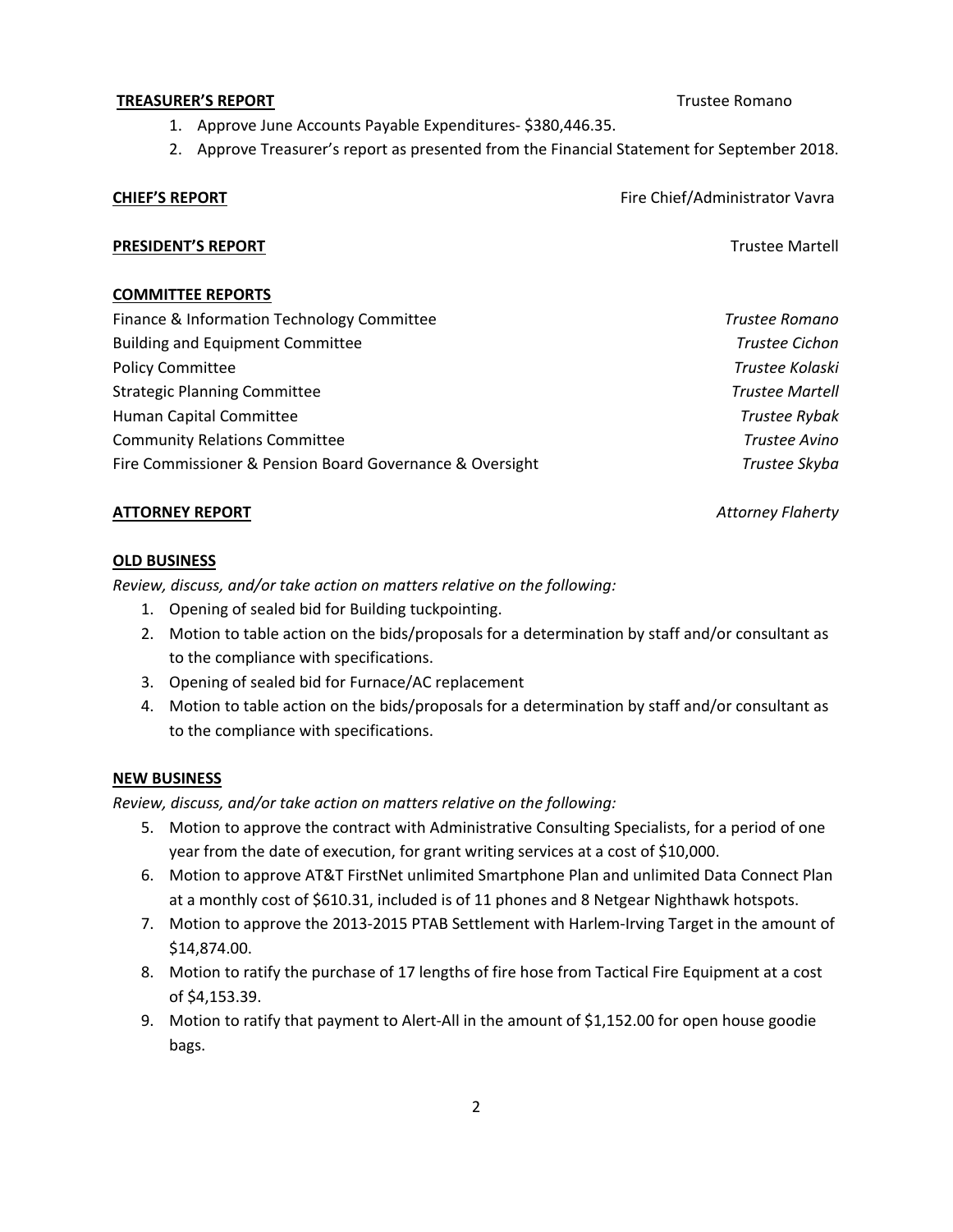**TREASURER'S REPORT** Trustee Romano

1. Approve June Accounts Payable Expenditures- $380,446.35.
2. Approve Treasurer's report as presented from the Financial Statement for September 2018.

**CHIEF'S REPORT** Fire Chief/Administrator Vavra

**PRESIDENT'S REPORT** Trustee Martell

**COMMITTEE REPORTS**

Finance & Information Technology Committee *Trustee Romano*
Building and Equipment Committee *Trustee Cichon*
Policy Committee *Trustee Kolaski*
Strategic Planning Committee *Trustee Martell*
Human Capital Committee *Trustee Rybak*
Community Relations Committee *Trustee Avino*
Fire Commissioner & Pension Board Governance & Oversight *Trustee Skyba*

**ATTORNEY REPORT** *Attorney Flaherty*

**OLD BUSINESS**

*Review, discuss, and/or take action on matters relative on the following:*

1. Opening of sealed bid for Building tuckpointing.
2. Motion to table action on the bids/proposals for a determination by staff and/or consultant as to the compliance with specifications.
3. Opening of sealed bid for Furnace/AC replacement
4. Motion to table action on the bids/proposals for a determination by staff and/or consultant as to the compliance with specifications.

**NEW BUSINESS**

*Review, discuss, and/or take action on matters relative on the following:*

5. Motion to approve the contract with Administrative Consulting Specialists, for a period of one year from the date of execution, for grant writing services at a cost of $10,000.
6. Motion to approve AT&T FirstNet unlimited Smartphone Plan and unlimited Data Connect Plan at a monthly cost of $610.31, included is of 11 phones and 8 Netgear Nighthawk hotspots.
7. Motion to approve the 2013-2015 PTAB Settlement with Harlem-Irving Target in the amount of $14,874.00.
8. Motion to ratify the purchase of 17 lengths of fire hose from Tactical Fire Equipment at a cost of $4,153.39.
9. Motion to ratify that payment to Alert-All in the amount of $1,152.00 for open house goodie bags.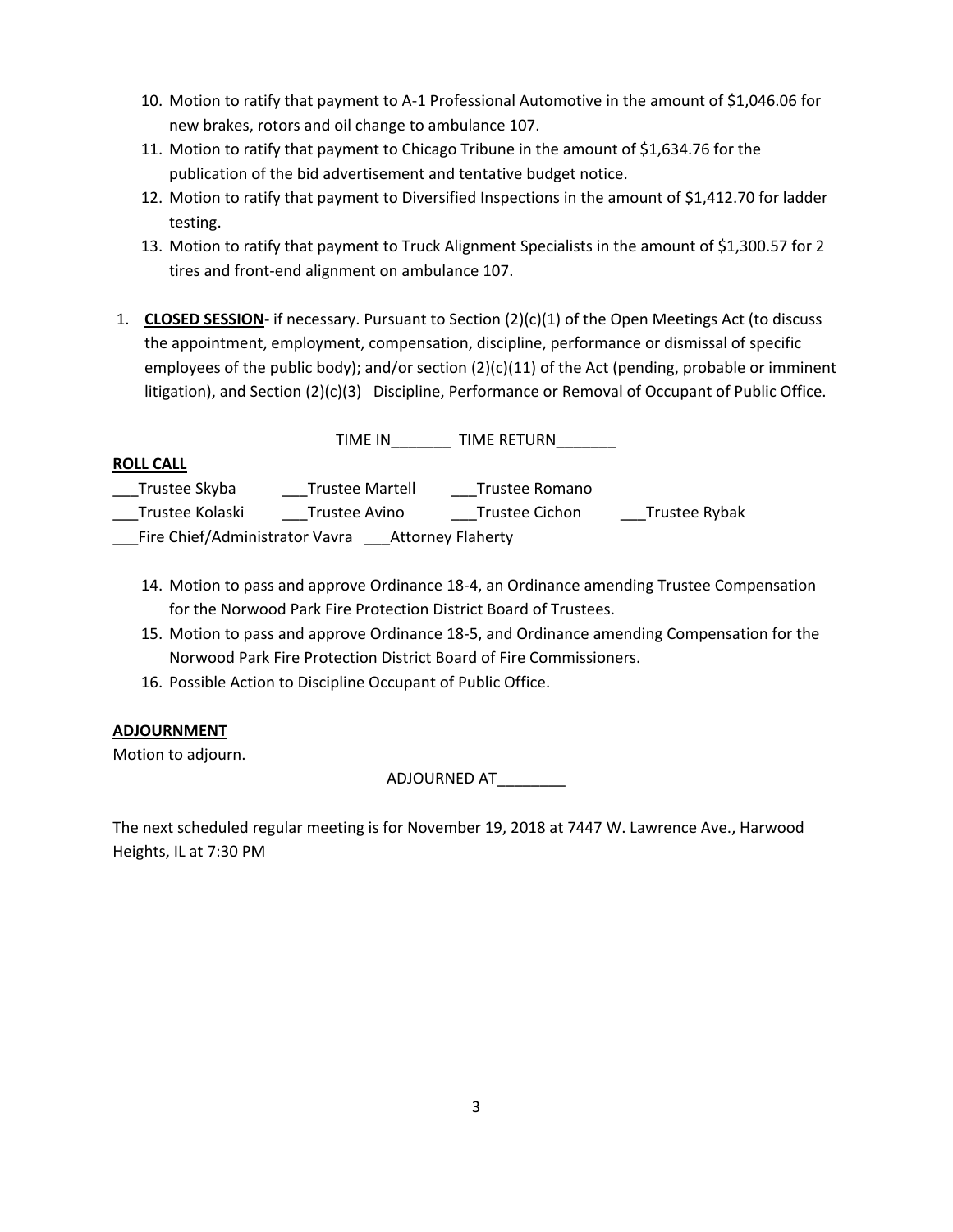10. Motion to ratify that payment to A-1 Professional Automotive in the amount of $1,046.06 for new brakes, rotors and oil change to ambulance 107.
11. Motion to ratify that payment to Chicago Tribune in the amount of $1,634.76 for the publication of the bid advertisement and tentative budget notice.
12. Motion to ratify that payment to Diversified Inspections in the amount of $1,412.70 for ladder testing.
13. Motion to ratify that payment to Truck Alignment Specialists in the amount of $1,300.57 for 2 tires and front-end alignment on ambulance 107.

1. **CLOSED SESSION**- if necessary. Pursuant to Section (2)(c)(1) of the Open Meetings Act (to discuss the appointment, employment, compensation, discipline, performance or dismissal of specific employees of the public body); and/or section (2)(c)(11) of the Act (pending, probable or imminent litigation), and Section (2)(c)(3) Discipline, Performance or Removal of Occupant of Public Office.

TIME IN_______ TIME RETURN_______

**ROLL CALL**

___Trustee Skyba ___Trustee Martell ___Trustee Romano
___Trustee Kolaski ___Trustee Avino ___Trustee Cichon ___Trustee Rybak
___Fire Chief/Administrator Vavra ___Attorney Flaherty

14. Motion to pass and approve Ordinance 18-4, an Ordinance amending Trustee Compensation for the Norwood Park Fire Protection District Board of Trustees.
15. Motion to pass and approve Ordinance 18-5, and Ordinance amending Compensation for the Norwood Park Fire Protection District Board of Fire Commissioners.
16. Possible Action to Discipline Occupant of Public Office.

**ADJOURNMENT**

Motion to adjourn.

ADJOURNED AT________

The next scheduled regular meeting is for November 19, 2018 at 7447 W. Lawrence Ave., Harwood Heights, IL at 7:30 PM